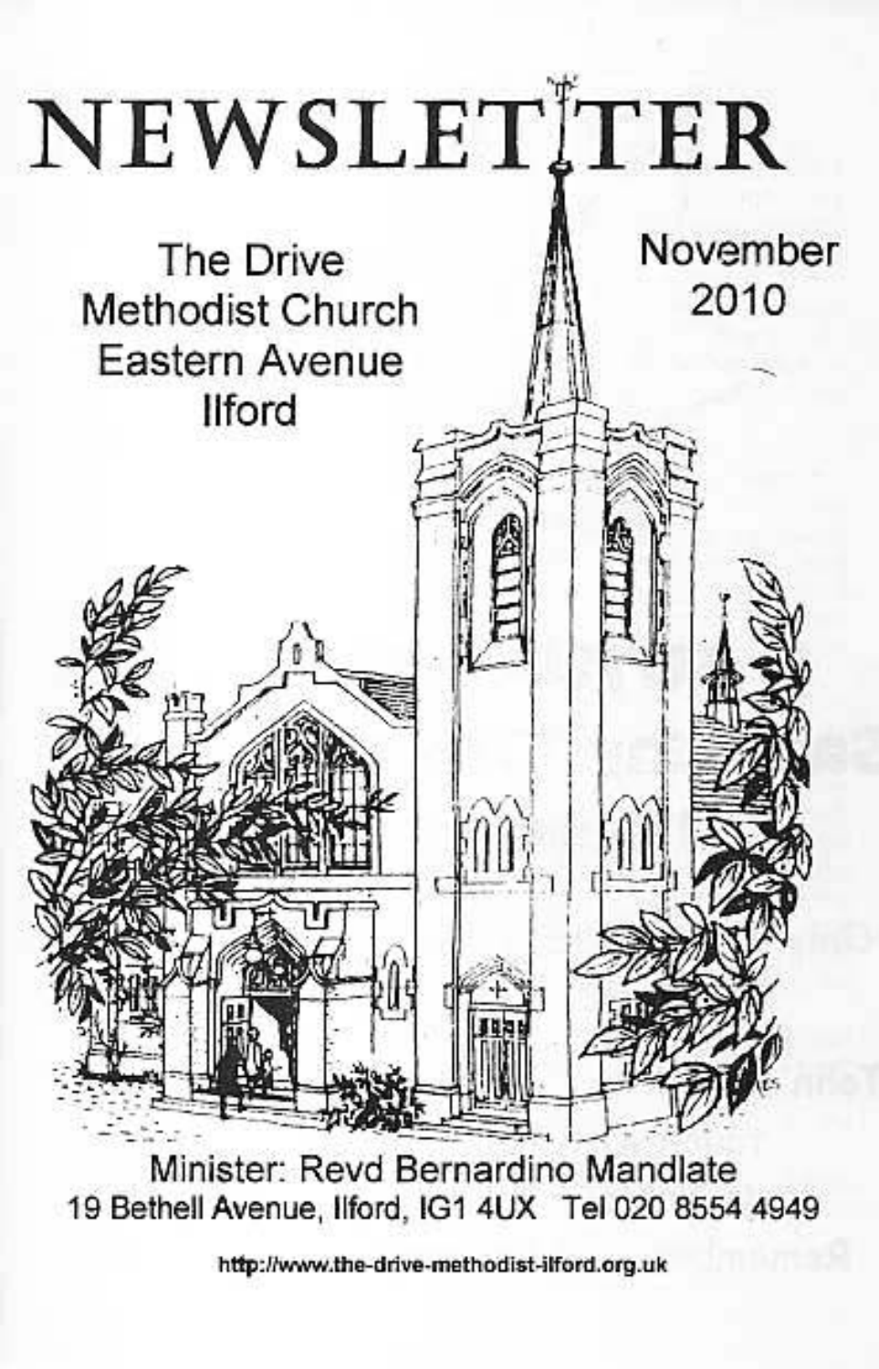# NEWSLETTER

The Drive
Methodist Church
Eastern Avenue
Ilford

November
2010

Minister: Revd Bernardino Mandlate
19 Bethell Avenue, Ilford, IG1 4UX Tel 020 8554 4949

http://www.the-drive-methodist-ilford.org.uk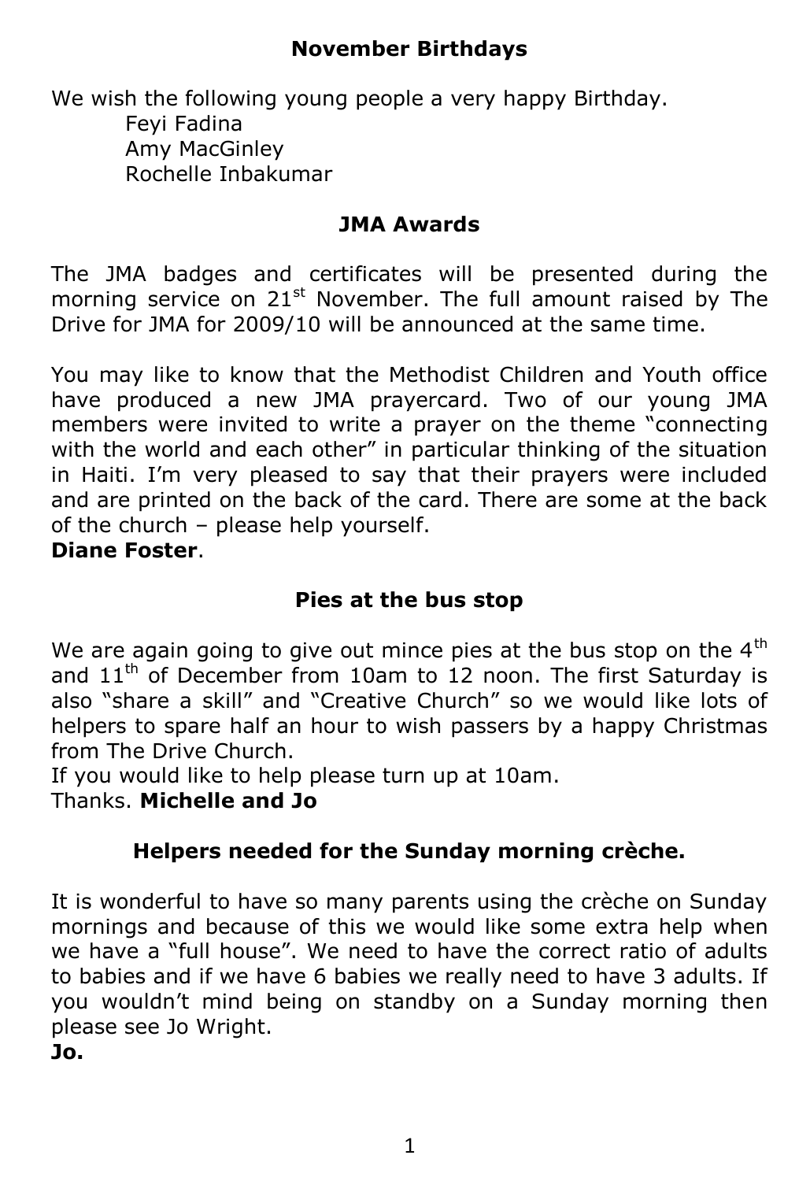## November Birthdays

We wish the following young people a very happy Birthday.

Feyi Fadina
Amy MacGinley
Rochelle Inbakumar

## JMA Awards

The JMA badges and certificates will be presented during the morning service on 21st November. The full amount raised by The Drive for JMA for 2009/10 will be announced at the same time.

You may like to know that the Methodist Children and Youth office have produced a new JMA prayercard. Two of our young JMA members were invited to write a prayer on the theme "connecting with the world and each other" in particular thinking of the situation in Haiti. I'm very pleased to say that their prayers were included and are printed on the back of the card. There are some at the back of the church – please help yourself.

**Diane Foster**.

## Pies at the bus stop

We are again going to give out mince pies at the bus stop on the 4th and 11th of December from 10am to 12 noon. The first Saturday is also "share a skill" and "Creative Church" so we would like lots of helpers to spare half an hour to wish passers by a happy Christmas from The Drive Church.

If you would like to help please turn up at 10am.

Thanks. **Michelle and Jo**

## Helpers needed for the Sunday morning crèche.

It is wonderful to have so many parents using the crèche on Sunday mornings and because of this we would like some extra help when we have a "full house". We need to have the correct ratio of adults to babies and if we have 6 babies we really need to have 3 adults. If you wouldn't mind being on standby on a Sunday morning then please see Jo Wright.

**Jo.**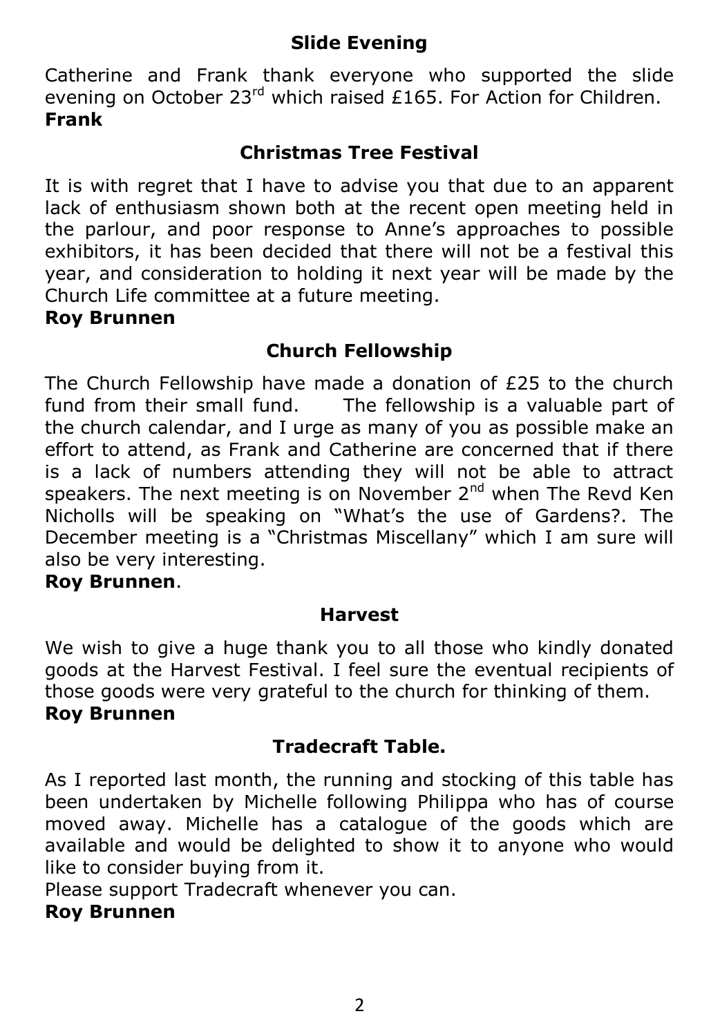## Slide Evening

Catherine and Frank thank everyone who supported the slide evening on October 23rd which raised £165. For Action for Children.
**Frank**

## Christmas Tree Festival

It is with regret that I have to advise you that due to an apparent lack of enthusiasm shown both at the recent open meeting held in the parlour, and poor response to Anne's approaches to possible exhibitors, it has been decided that there will not be a festival this year, and consideration to holding it next year will be made by the Church Life committee at a future meeting.
**Roy Brunnen**

## Church Fellowship

The Church Fellowship have made a donation of £25 to the church fund from their small fund. The fellowship is a valuable part of the church calendar, and I urge as many of you as possible make an effort to attend, as Frank and Catherine are concerned that if there is a lack of numbers attending they will not be able to attract speakers. The next meeting is on November 2nd when The Revd Ken Nicholls will be speaking on "What's the use of Gardens?. The December meeting is a "Christmas Miscellany" which I am sure will also be very interesting.
**Roy Brunnen**.

## Harvest

We wish to give a huge thank you to all those who kindly donated goods at the Harvest Festival. I feel sure the eventual recipients of those goods were very grateful to the church for thinking of them.
**Roy Brunnen**

## Tradecraft Table.

As I reported last month, the running and stocking of this table has been undertaken by Michelle following Philippa who has of course moved away. Michelle has a catalogue of the goods which are available and would be delighted to show it to anyone who would like to consider buying from it.
Please support Tradecraft whenever you can.
**Roy Brunnen**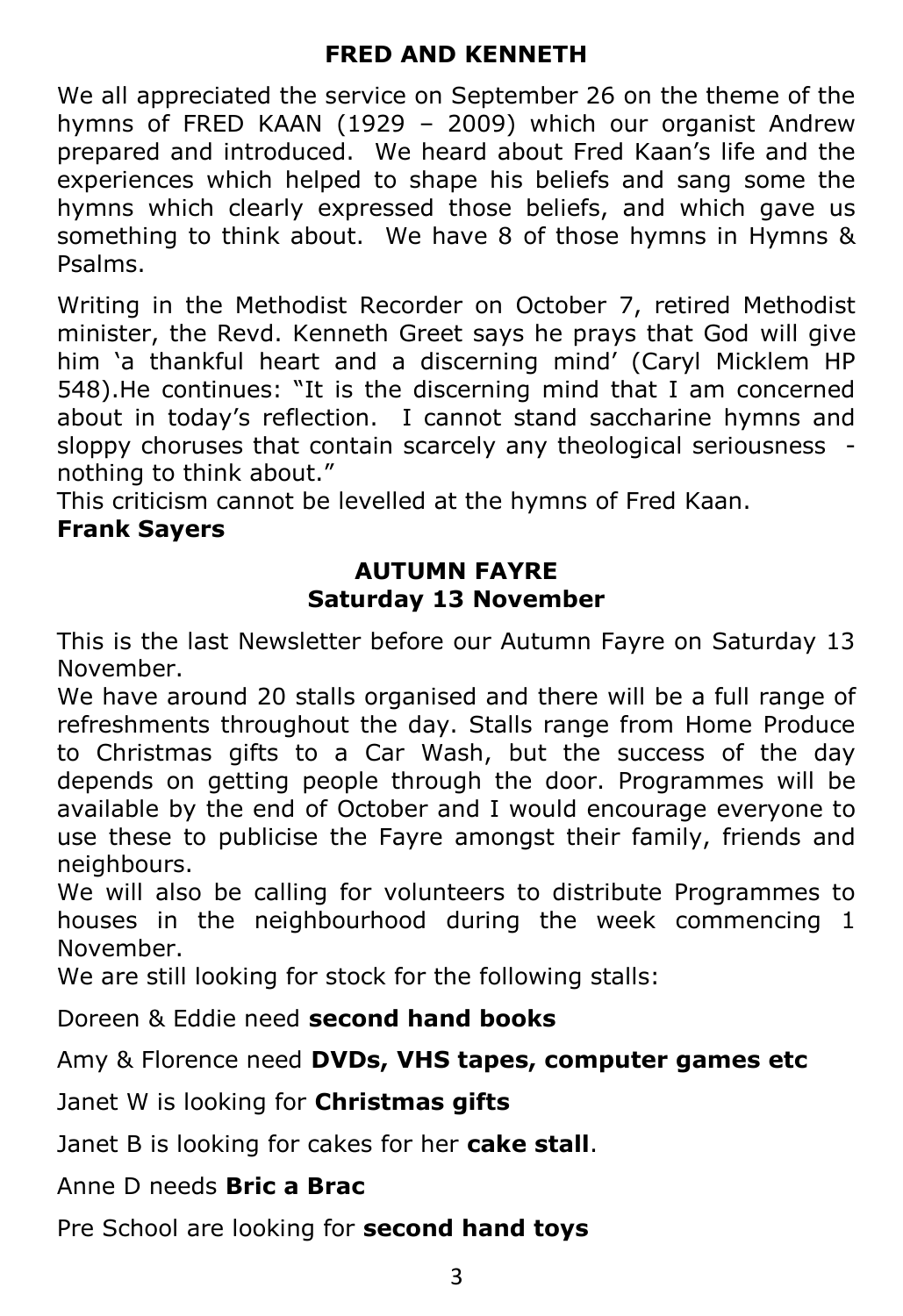## FRED AND KENNETH

We all appreciated the service on September 26 on the theme of the hymns of FRED KAAN (1929 – 2009) which our organist Andrew prepared and introduced. We heard about Fred Kaan's life and the experiences which helped to shape his beliefs and sang some the hymns which clearly expressed those beliefs, and which gave us something to think about. We have 8 of those hymns in Hymns & Psalms.

Writing in the Methodist Recorder on October 7, retired Methodist minister, the Revd. Kenneth Greet says he prays that God will give him 'a thankful heart and a discerning mind' (Caryl Micklem HP 548).He continues: "It is the discerning mind that I am concerned about in today's reflection. I cannot stand saccharine hymns and sloppy choruses that contain scarcely any theological seriousness - nothing to think about."

This criticism cannot be levelled at the hymns of Fred Kaan.

**Frank Sayers**

## AUTUMN FAYRE
### Saturday 13 November

This is the last Newsletter before our Autumn Fayre on Saturday 13 November.

We have around 20 stalls organised and there will be a full range of refreshments throughout the day. Stalls range from Home Produce to Christmas gifts to a Car Wash, but the success of the day depends on getting people through the door. Programmes will be available by the end of October and I would encourage everyone to use these to publicise the Fayre amongst their family, friends and neighbours.

We will also be calling for volunteers to distribute Programmes to houses in the neighbourhood during the week commencing 1 November.

We are still looking for stock for the following stalls:

Doreen & Eddie need **second hand books**

Amy & Florence need **DVDs, VHS tapes, computer games etc**

Janet W is looking for **Christmas gifts**

Janet B is looking for cakes for her **cake stall**.

Anne D needs **Bric a Brac**

Pre School are looking for **second hand toys**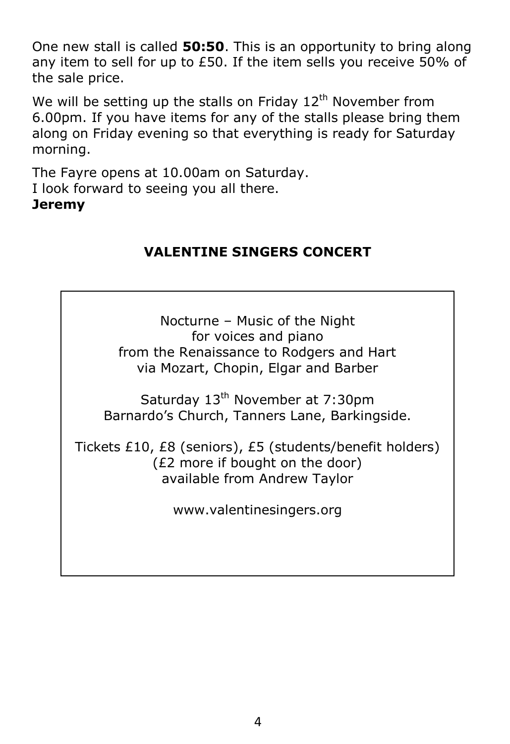One new stall is called **50:50**. This is an opportunity to bring along any item to sell for up to £50. If the item sells you receive 50% of the sale price.

We will be setting up the stalls on Friday 12th November from 6.00pm. If you have items for any of the stalls please bring them along on Friday evening so that everything is ready for Saturday morning.

The Fayre opens at 10.00am on Saturday.
I look forward to seeing you all there.
**Jeremy**

## VALENTINE SINGERS CONCERT

Nocturne – Music of the Night
for voices and piano
from the Renaissance to Rodgers and Hart
via Mozart, Chopin, Elgar and Barber

Saturday 13th November at 7:30pm
Barnardo's Church, Tanners Lane, Barkingside.

Tickets £10, £8 (seniors), £5 (students/benefit holders)
(£2 more if bought on the door)
available from Andrew Taylor

www.valentinesingers.org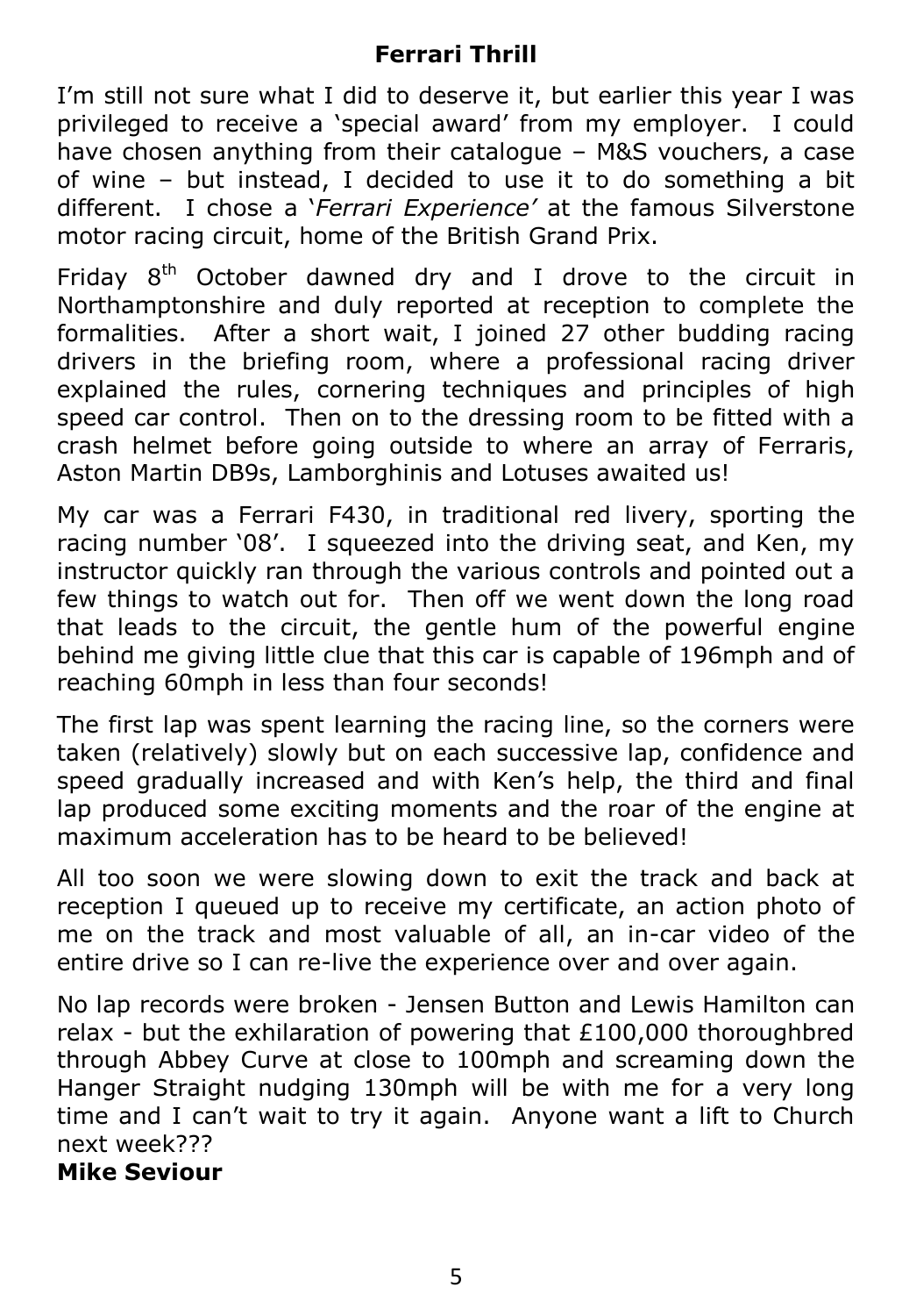## Ferrari Thrill

I'm still not sure what I did to deserve it, but earlier this year I was privileged to receive a 'special award' from my employer. I could have chosen anything from their catalogue – M&S vouchers, a case of wine – but instead, I decided to use it to do something a bit different. I chose a '*Ferrari Experience'* at the famous Silverstone motor racing circuit, home of the British Grand Prix.

Friday 8th October dawned dry and I drove to the circuit in Northamptonshire and duly reported at reception to complete the formalities. After a short wait, I joined 27 other budding racing drivers in the briefing room, where a professional racing driver explained the rules, cornering techniques and principles of high speed car control. Then on to the dressing room to be fitted with a crash helmet before going outside to where an array of Ferraris, Aston Martin DB9s, Lamborghinis and Lotuses awaited us!

My car was a Ferrari F430, in traditional red livery, sporting the racing number '08'. I squeezed into the driving seat, and Ken, my instructor quickly ran through the various controls and pointed out a few things to watch out for. Then off we went down the long road that leads to the circuit, the gentle hum of the powerful engine behind me giving little clue that this car is capable of 196mph and of reaching 60mph in less than four seconds!

The first lap was spent learning the racing line, so the corners were taken (relatively) slowly but on each successive lap, confidence and speed gradually increased and with Ken's help, the third and final lap produced some exciting moments and the roar of the engine at maximum acceleration has to be heard to be believed!

All too soon we were slowing down to exit the track and back at reception I queued up to receive my certificate, an action photo of me on the track and most valuable of all, an in-car video of the entire drive so I can re-live the experience over and over again.

No lap records were broken - Jensen Button and Lewis Hamilton can relax - but the exhilaration of powering that £100,000 thoroughbred through Abbey Curve at close to 100mph and screaming down the Hanger Straight nudging 130mph will be with me for a very long time and I can't wait to try it again. Anyone want a lift to Church next week???

**Mike Seviour**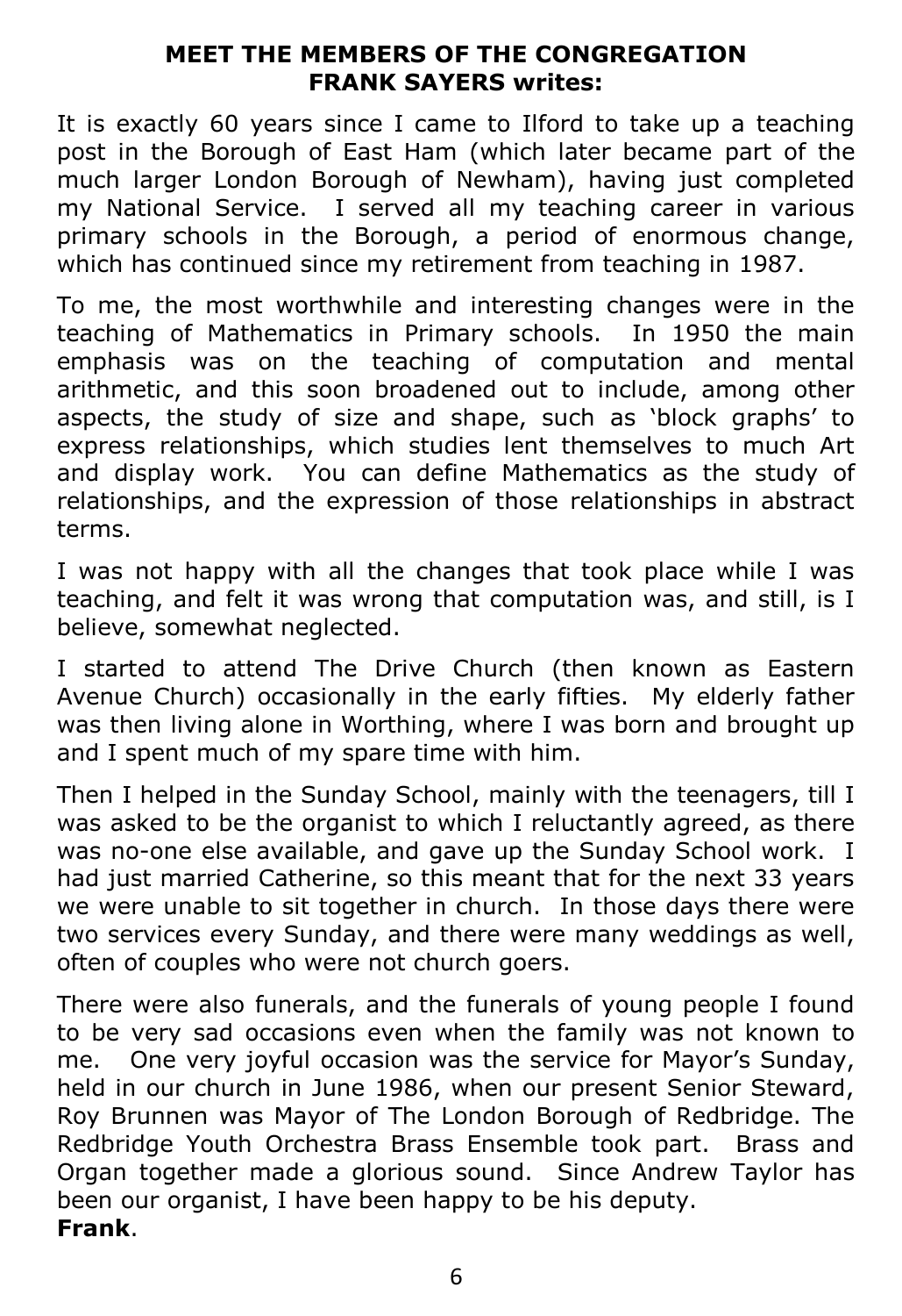## MEET THE MEMBERS OF THE CONGREGATION
## FRANK SAYERS writes:

It is exactly 60 years since I came to Ilford to take up a teaching post in the Borough of East Ham (which later became part of the much larger London Borough of Newham), having just completed my National Service. I served all my teaching career in various primary schools in the Borough, a period of enormous change, which has continued since my retirement from teaching in 1987.

To me, the most worthwhile and interesting changes were in the teaching of Mathematics in Primary schools. In 1950 the main emphasis was on the teaching of computation and mental arithmetic, and this soon broadened out to include, among other aspects, the study of size and shape, such as 'block graphs' to express relationships, which studies lent themselves to much Art and display work. You can define Mathematics as the study of relationships, and the expression of those relationships in abstract terms.

I was not happy with all the changes that took place while I was teaching, and felt it was wrong that computation was, and still, is I believe, somewhat neglected.

I started to attend The Drive Church (then known as Eastern Avenue Church) occasionally in the early fifties. My elderly father was then living alone in Worthing, where I was born and brought up and I spent much of my spare time with him.

Then I helped in the Sunday School, mainly with the teenagers, till I was asked to be the organist to which I reluctantly agreed, as there was no-one else available, and gave up the Sunday School work. I had just married Catherine, so this meant that for the next 33 years we were unable to sit together in church. In those days there were two services every Sunday, and there were many weddings as well, often of couples who were not church goers.

There were also funerals, and the funerals of young people I found to be very sad occasions even when the family was not known to me. One very joyful occasion was the service for Mayor's Sunday, held in our church in June 1986, when our present Senior Steward, Roy Brunnen was Mayor of The London Borough of Redbridge. The Redbridge Youth Orchestra Brass Ensemble took part. Brass and Organ together made a glorious sound. Since Andrew Taylor has been our organist, I have been happy to be his deputy.
**Frank**.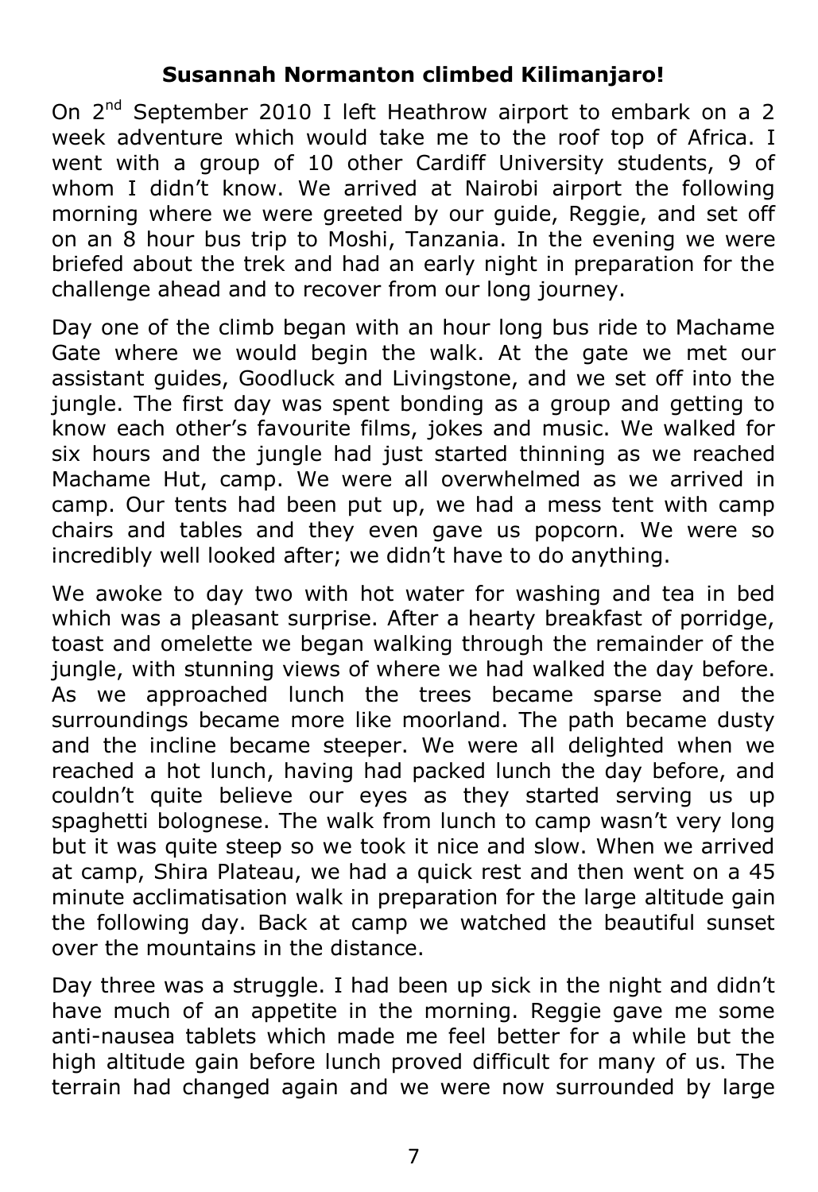**Susannah Normanton climbed Kilimanjaro!**

On 2nd September 2010 I left Heathrow airport to embark on a 2 week adventure which would take me to the roof top of Africa. I went with a group of 10 other Cardiff University students, 9 of whom I didn't know. We arrived at Nairobi airport the following morning where we were greeted by our guide, Reggie, and set off on an 8 hour bus trip to Moshi, Tanzania. In the evening we were briefed about the trek and had an early night in preparation for the challenge ahead and to recover from our long journey.

Day one of the climb began with an hour long bus ride to Machame Gate where we would begin the walk. At the gate we met our assistant guides, Goodluck and Livingstone, and we set off into the jungle. The first day was spent bonding as a group and getting to know each other's favourite films, jokes and music. We walked for six hours and the jungle had just started thinning as we reached Machame Hut, camp. We were all overwhelmed as we arrived in camp. Our tents had been put up, we had a mess tent with camp chairs and tables and they even gave us popcorn. We were so incredibly well looked after; we didn't have to do anything.

We awoke to day two with hot water for washing and tea in bed which was a pleasant surprise. After a hearty breakfast of porridge, toast and omelette we began walking through the remainder of the jungle, with stunning views of where we had walked the day before. As we approached lunch the trees became sparse and the surroundings became more like moorland. The path became dusty and the incline became steeper. We were all delighted when we reached a hot lunch, having had packed lunch the day before, and couldn't quite believe our eyes as they started serving us up spaghetti bolognese. The walk from lunch to camp wasn't very long but it was quite steep so we took it nice and slow. When we arrived at camp, Shira Plateau, we had a quick rest and then went on a 45 minute acclimatisation walk in preparation for the large altitude gain the following day. Back at camp we watched the beautiful sunset over the mountains in the distance.

Day three was a struggle. I had been up sick in the night and didn't have much of an appetite in the morning. Reggie gave me some anti-nausea tablets which made me feel better for a while but the high altitude gain before lunch proved difficult for many of us. The terrain had changed again and we were now surrounded by large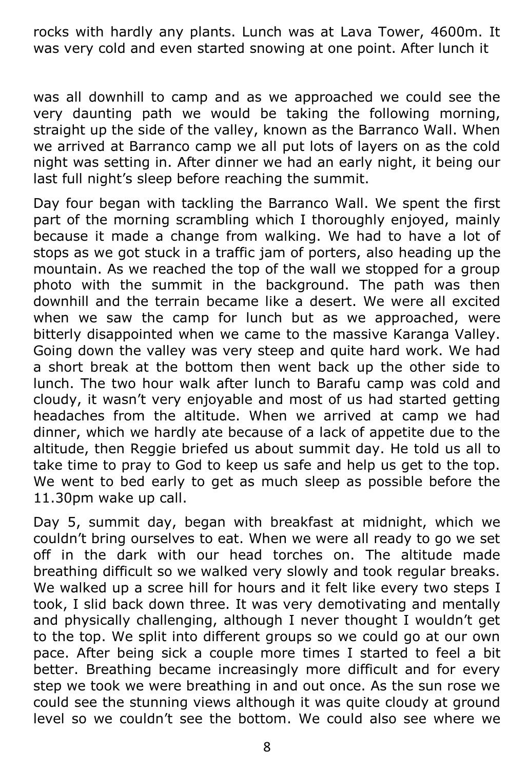rocks with hardly any plants. Lunch was at Lava Tower, 4600m. It was very cold and even started snowing at one point. After lunch it was all downhill to camp and as we approached we could see the very daunting path we would be taking the following morning, straight up the side of the valley, known as the Barranco Wall. When we arrived at Barranco camp we all put lots of layers on as the cold night was setting in. After dinner we had an early night, it being our last full night's sleep before reaching the summit.

Day four began with tackling the Barranco Wall. We spent the first part of the morning scrambling which I thoroughly enjoyed, mainly because it made a change from walking. We had to have a lot of stops as we got stuck in a traffic jam of porters, also heading up the mountain. As we reached the top of the wall we stopped for a group photo with the summit in the background. The path was then downhill and the terrain became like a desert. We were all excited when we saw the camp for lunch but as we approached, were bitterly disappointed when we came to the massive Karanga Valley. Going down the valley was very steep and quite hard work. We had a short break at the bottom then went back up the other side to lunch. The two hour walk after lunch to Barafu camp was cold and cloudy, it wasn't very enjoyable and most of us had started getting headaches from the altitude. When we arrived at camp we had dinner, which we hardly ate because of a lack of appetite due to the altitude, then Reggie briefed us about summit day. He told us all to take time to pray to God to keep us safe and help us get to the top. We went to bed early to get as much sleep as possible before the 11.30pm wake up call.

Day 5, summit day, began with breakfast at midnight, which we couldn't bring ourselves to eat. When we were all ready to go we set off in the dark with our head torches on. The altitude made breathing difficult so we walked very slowly and took regular breaks. We walked up a scree hill for hours and it felt like every two steps I took, I slid back down three. It was very demotivating and mentally and physically challenging, although I never thought I wouldn't get to the top. We split into different groups so we could go at our own pace. After being sick a couple more times I started to feel a bit better. Breathing became increasingly more difficult and for every step we took we were breathing in and out once. As the sun rose we could see the stunning views although it was quite cloudy at ground level so we couldn't see the bottom. We could also see where we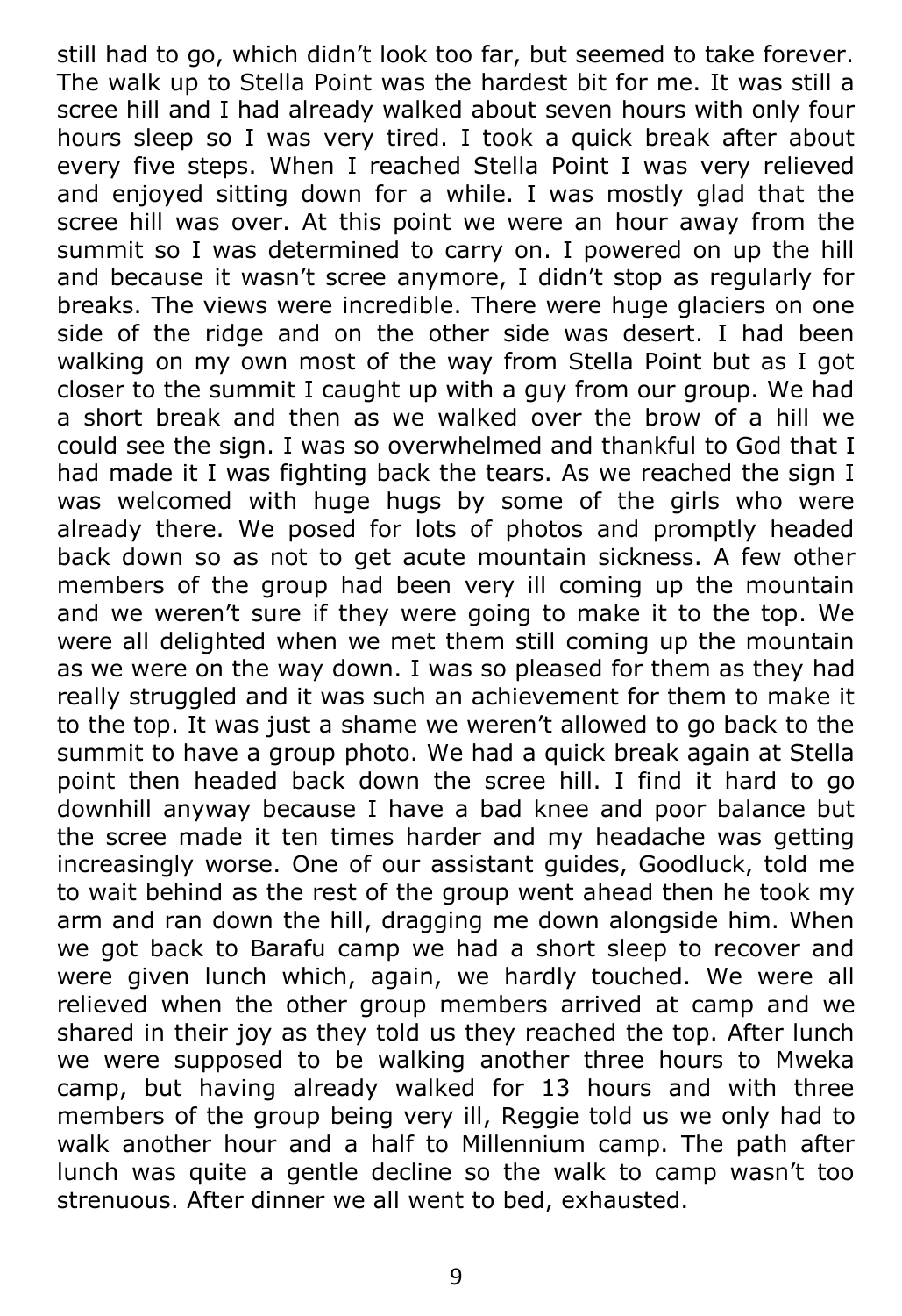still had to go, which didn't look too far, but seemed to take forever. The walk up to Stella Point was the hardest bit for me. It was still a scree hill and I had already walked about seven hours with only four hours sleep so I was very tired. I took a quick break after about every five steps. When I reached Stella Point I was very relieved and enjoyed sitting down for a while. I was mostly glad that the scree hill was over. At this point we were an hour away from the summit so I was determined to carry on. I powered on up the hill and because it wasn't scree anymore, I didn't stop as regularly for breaks. The views were incredible. There were huge glaciers on one side of the ridge and on the other side was desert. I had been walking on my own most of the way from Stella Point but as I got closer to the summit I caught up with a guy from our group. We had a short break and then as we walked over the brow of a hill we could see the sign. I was so overwhelmed and thankful to God that I had made it I was fighting back the tears. As we reached the sign I was welcomed with huge hugs by some of the girls who were already there. We posed for lots of photos and promptly headed back down so as not to get acute mountain sickness. A few other members of the group had been very ill coming up the mountain and we weren't sure if they were going to make it to the top. We were all delighted when we met them still coming up the mountain as we were on the way down. I was so pleased for them as they had really struggled and it was such an achievement for them to make it to the top. It was just a shame we weren't allowed to go back to the summit to have a group photo. We had a quick break again at Stella point then headed back down the scree hill. I find it hard to go downhill anyway because I have a bad knee and poor balance but the scree made it ten times harder and my headache was getting increasingly worse. One of our assistant guides, Goodluck, told me to wait behind as the rest of the group went ahead then he took my arm and ran down the hill, dragging me down alongside him. When we got back to Barafu camp we had a short sleep to recover and were given lunch which, again, we hardly touched. We were all relieved when the other group members arrived at camp and we shared in their joy as they told us they reached the top. After lunch we were supposed to be walking another three hours to Mweka camp, but having already walked for 13 hours and with three members of the group being very ill, Reggie told us we only had to walk another hour and a half to Millennium camp. The path after lunch was quite a gentle decline so the walk to camp wasn't too strenuous. After dinner we all went to bed, exhausted.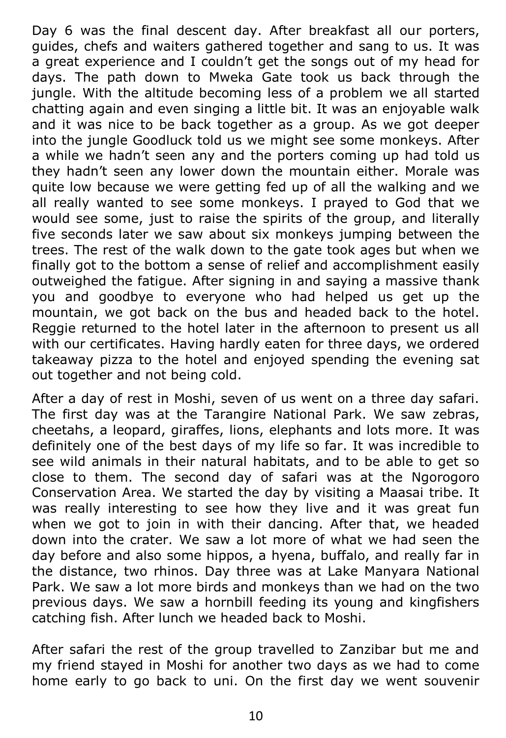Day 6 was the final descent day. After breakfast all our porters, guides, chefs and waiters gathered together and sang to us. It was a great experience and I couldn't get the songs out of my head for days. The path down to Mweka Gate took us back through the jungle. With the altitude becoming less of a problem we all started chatting again and even singing a little bit. It was an enjoyable walk and it was nice to be back together as a group. As we got deeper into the jungle Goodluck told us we might see some monkeys. After a while we hadn't seen any and the porters coming up had told us they hadn't seen any lower down the mountain either. Morale was quite low because we were getting fed up of all the walking and we all really wanted to see some monkeys. I prayed to God that we would see some, just to raise the spirits of the group, and literally five seconds later we saw about six monkeys jumping between the trees. The rest of the walk down to the gate took ages but when we finally got to the bottom a sense of relief and accomplishment easily outweighed the fatigue. After signing in and saying a massive thank you and goodbye to everyone who had helped us get up the mountain, we got back on the bus and headed back to the hotel. Reggie returned to the hotel later in the afternoon to present us all with our certificates. Having hardly eaten for three days, we ordered takeaway pizza to the hotel and enjoyed spending the evening sat out together and not being cold.

After a day of rest in Moshi, seven of us went on a three day safari. The first day was at the Tarangire National Park. We saw zebras, cheetahs, a leopard, giraffes, lions, elephants and lots more. It was definitely one of the best days of my life so far. It was incredible to see wild animals in their natural habitats, and to be able to get so close to them. The second day of safari was at the Ngorogoro Conservation Area. We started the day by visiting a Maasai tribe. It was really interesting to see how they live and it was great fun when we got to join in with their dancing. After that, we headed down into the crater. We saw a lot more of what we had seen the day before and also some hippos, a hyena, buffalo, and really far in the distance, two rhinos. Day three was at Lake Manyara National Park. We saw a lot more birds and monkeys than we had on the two previous days. We saw a hornbill feeding its young and kingfishers catching fish. After lunch we headed back to Moshi.

After safari the rest of the group travelled to Zanzibar but me and my friend stayed in Moshi for another two days as we had to come home early to go back to uni. On the first day we went souvenir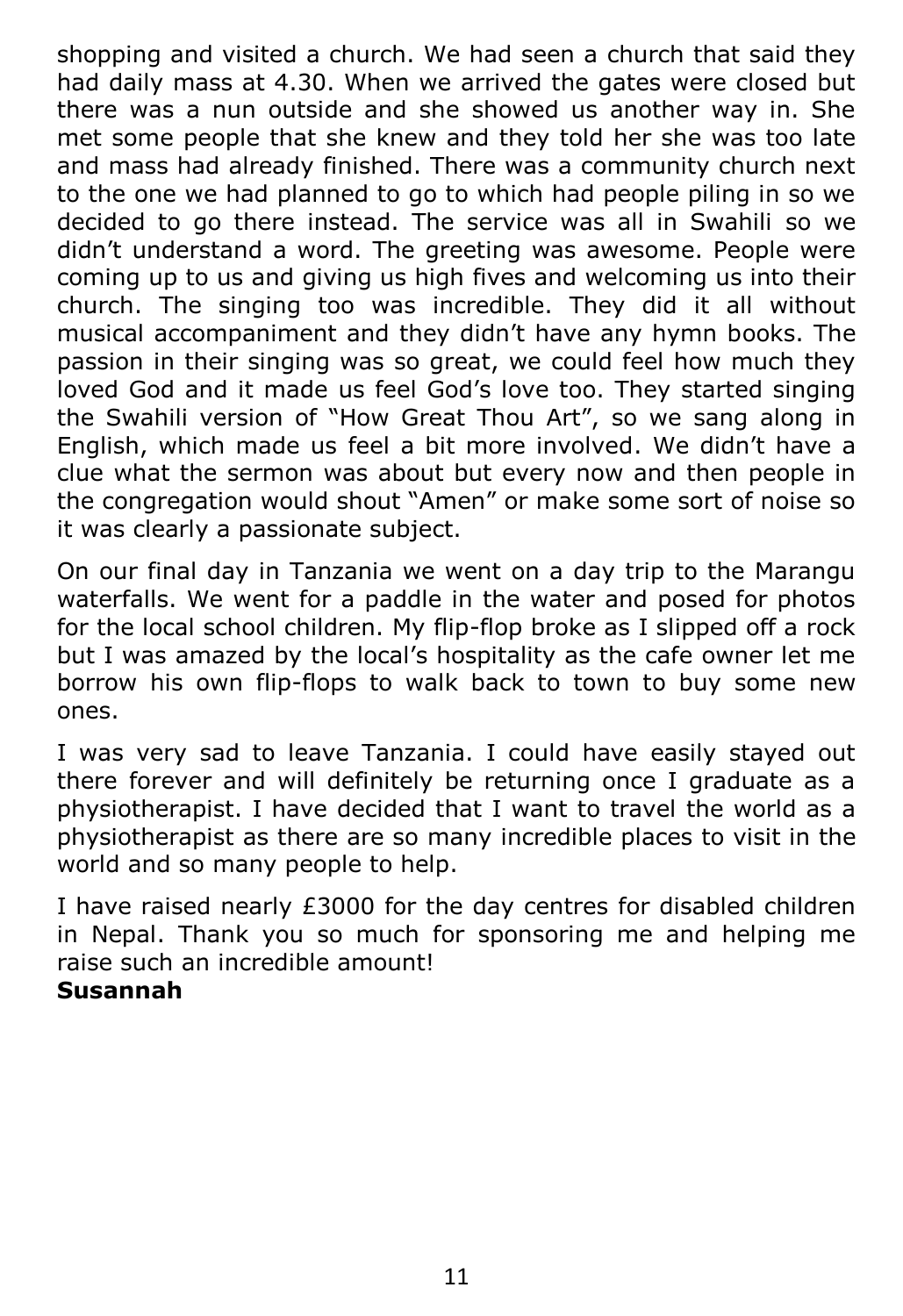shopping and visited a church. We had seen a church that said they had daily mass at 4.30. When we arrived the gates were closed but there was a nun outside and she showed us another way in. She met some people that she knew and they told her she was too late and mass had already finished. There was a community church next to the one we had planned to go to which had people piling in so we decided to go there instead. The service was all in Swahili so we didn't understand a word. The greeting was awesome. People were coming up to us and giving us high fives and welcoming us into their church. The singing too was incredible. They did it all without musical accompaniment and they didn't have any hymn books. The passion in their singing was so great, we could feel how much they loved God and it made us feel God's love too. They started singing the Swahili version of "How Great Thou Art", so we sang along in English, which made us feel a bit more involved. We didn't have a clue what the sermon was about but every now and then people in the congregation would shout "Amen" or make some sort of noise so it was clearly a passionate subject.

On our final day in Tanzania we went on a day trip to the Marangu waterfalls. We went for a paddle in the water and posed for photos for the local school children. My flip-flop broke as I slipped off a rock but I was amazed by the local's hospitality as the cafe owner let me borrow his own flip-flops to walk back to town to buy some new ones.

I was very sad to leave Tanzania. I could have easily stayed out there forever and will definitely be returning once I graduate as a physiotherapist. I have decided that I want to travel the world as a physiotherapist as there are so many incredible places to visit in the world and so many people to help.

I have raised nearly £3000 for the day centres for disabled children in Nepal. Thank you so much for sponsoring me and helping me raise such an incredible amount!

**Susannah**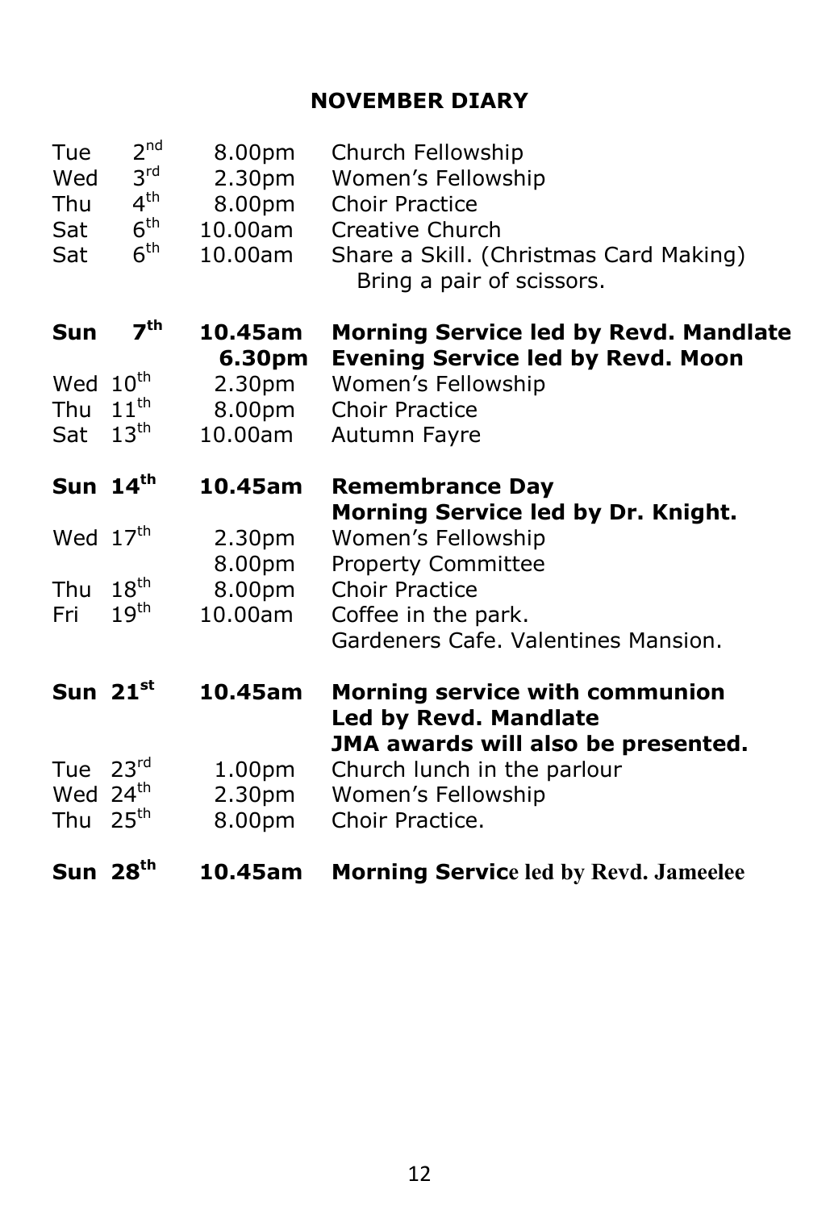## NOVEMBER DIARY

| | | | |
|---|---|---|---|
| Tue | 2nd | 8.00pm | Church Fellowship |
| Wed | 3rd | 2.30pm | Women's Fellowship |
| Thu | 4th | 8.00pm | Choir Practice |
| Sat | 6th | 10.00am | Creative Church |
| Sat | 6th | 10.00am | Share a Skill. (Christmas Card Making) Bring a pair of scissors. |
| **Sun** | **7th** | **10.45am** | **Morning Service led by Revd. Mandlate** |
| | | **6.30pm** | **Evening Service led by Revd. Moon** |
| Wed | 10th | 2.30pm | Women's Fellowship |
| Thu | 11th | 8.00pm | Choir Practice |
| Sat | 13th | 10.00am | Autumn Fayre |
| **Sun** | **14th** | **10.45am** | **Remembrance Day Morning Service led by Dr. Knight.** |
| Wed | 17th | 2.30pm | Women's Fellowship |
| | | 8.00pm | Property Committee |
| Thu | 18th | 8.00pm | Choir Practice |
| Fri | 19th | 10.00am | Coffee in the park. Gardeners Cafe. Valentines Mansion. |
| **Sun** | **21st** | **10.45am** | **Morning service with communion Led by Revd. Mandlate JMA awards will also be presented.** |
| Tue | 23rd | 1.00pm | Church lunch in the parlour |
| Wed | 24th | 2.30pm | Women's Fellowship |
| Thu | 25th | 8.00pm | Choir Practice. |
| **Sun** | **28th** | **10.45am** | **Morning Service led by Revd. Jameelee** |